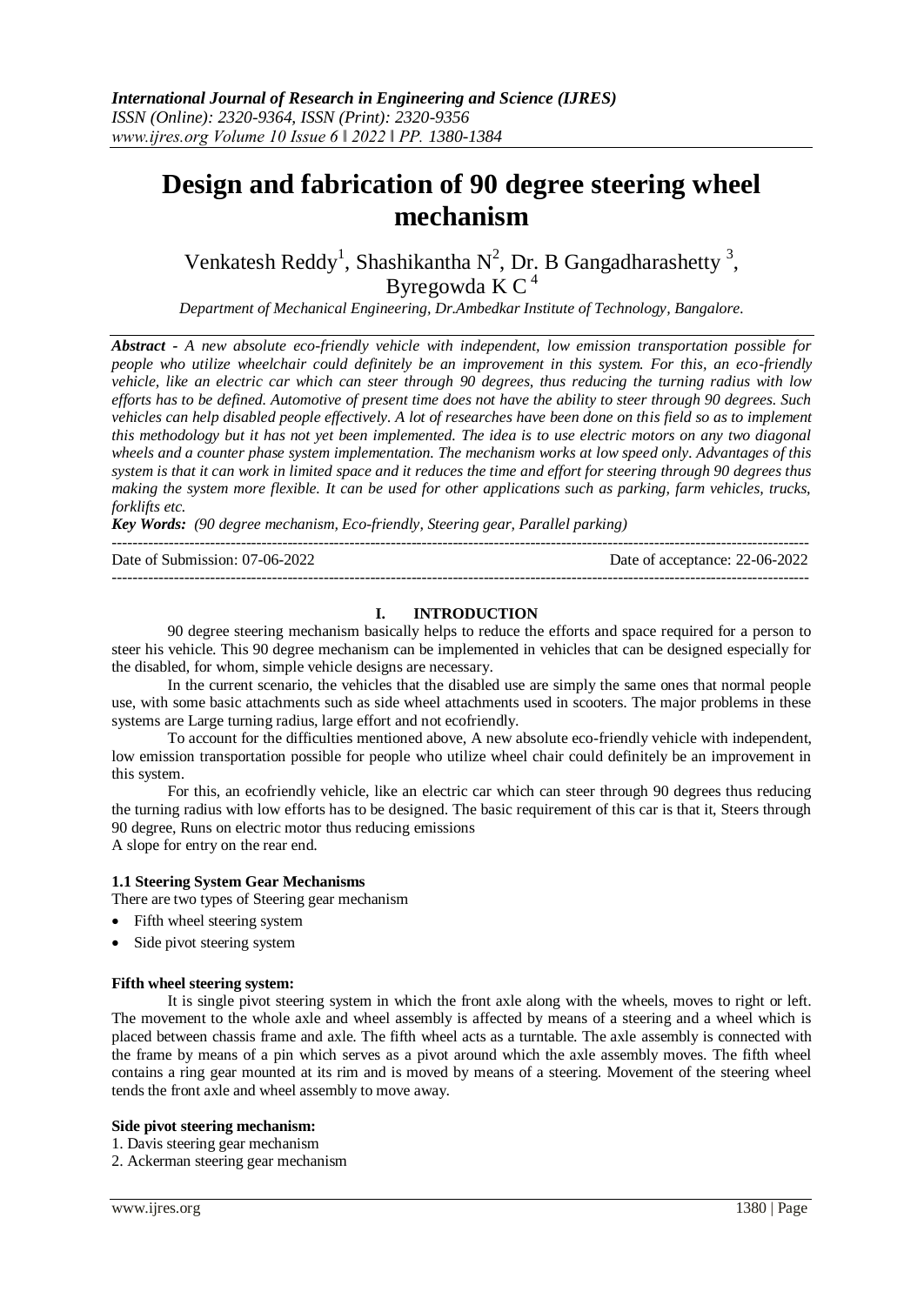# Design and fabrication of 90 degree steering wheel mechanism

Venkatesh Reddy[1], Shashikantha N[2], Dr. B Gangadharashetty [3], Byregowda K C [4]

*Department of Mechanical Engineering, Dr.Ambedkar Institute of Technology, Bangalore.*

***Abstract -*** *A new absolute eco-friendly vehicle with independent, low emission transportation possible for people who utilize wheelchair could definitely be an improvement in this system. For this, an eco-friendly vehicle, like an electric car which can steer through 90 degrees, thus reducing the turning radius with low efforts has to be defined. Automotive of present time does not have the ability to steer through 90 degrees. Such vehicles can help disabled people effectively. A lot of researches have been done on this field so as to implement this methodology but it has not yet been implemented. The idea is to use electric motors on any two diagonal wheels and a counter phase system implementation. The mechanism works at low speed only. Advantages of this system is that it can work in limited space and it reduces the time and effort for steering through 90 degrees thus making the system more flexible. It can be used for other applications such as parking, farm vehicles, trucks, forklifts etc.*

***Key Words:*** *(90 degree mechanism, Eco-friendly, Steering gear, Parallel parking)*

Date of Submission: 07-06-2022 | Date of acceptance: 22-06-2022

## I. INTRODUCTION

90 degree steering mechanism basically helps to reduce the efforts and space required for a person to steer his vehicle. This 90 degree mechanism can be implemented in vehicles that can be designed especially for the disabled, for whom, simple vehicle designs are necessary.

In the current scenario, the vehicles that the disabled use are simply the same ones that normal people use, with some basic attachments such as side wheel attachments used in scooters. The major problems in these systems are Large turning radius, large effort and not ecofriendly.

To account for the difficulties mentioned above, A new absolute eco-friendly vehicle with independent, low emission transportation possible for people who utilize wheel chair could definitely be an improvement in this system.

For this, an ecofriendly vehicle, like an electric car which can steer through 90 degrees thus reducing the turning radius with low efforts has to be designed. The basic requirement of this car is that it, Steers through 90 degree, Runs on electric motor thus reducing emissions

A slope for entry on the rear end.

### 1.1 Steering System Gear Mechanisms

There are two types of Steering gear mechanism

- Fifth wheel steering system
- Side pivot steering system

**Fifth wheel steering system:**

It is single pivot steering system in which the front axle along with the wheels, moves to right or left. The movement to the whole axle and wheel assembly is affected by means of a steering and a wheel which is placed between chassis frame and axle. The fifth wheel acts as a turntable. The axle assembly is connected with the frame by means of a pin which serves as a pivot around which the axle assembly moves. The fifth wheel contains a ring gear mounted at its rim and is moved by means of a steering. Movement of the steering wheel tends the front axle and wheel assembly to move away.

**Side pivot steering mechanism:**

1. Davis steering gear mechanism
2. Ackerman steering gear mechanism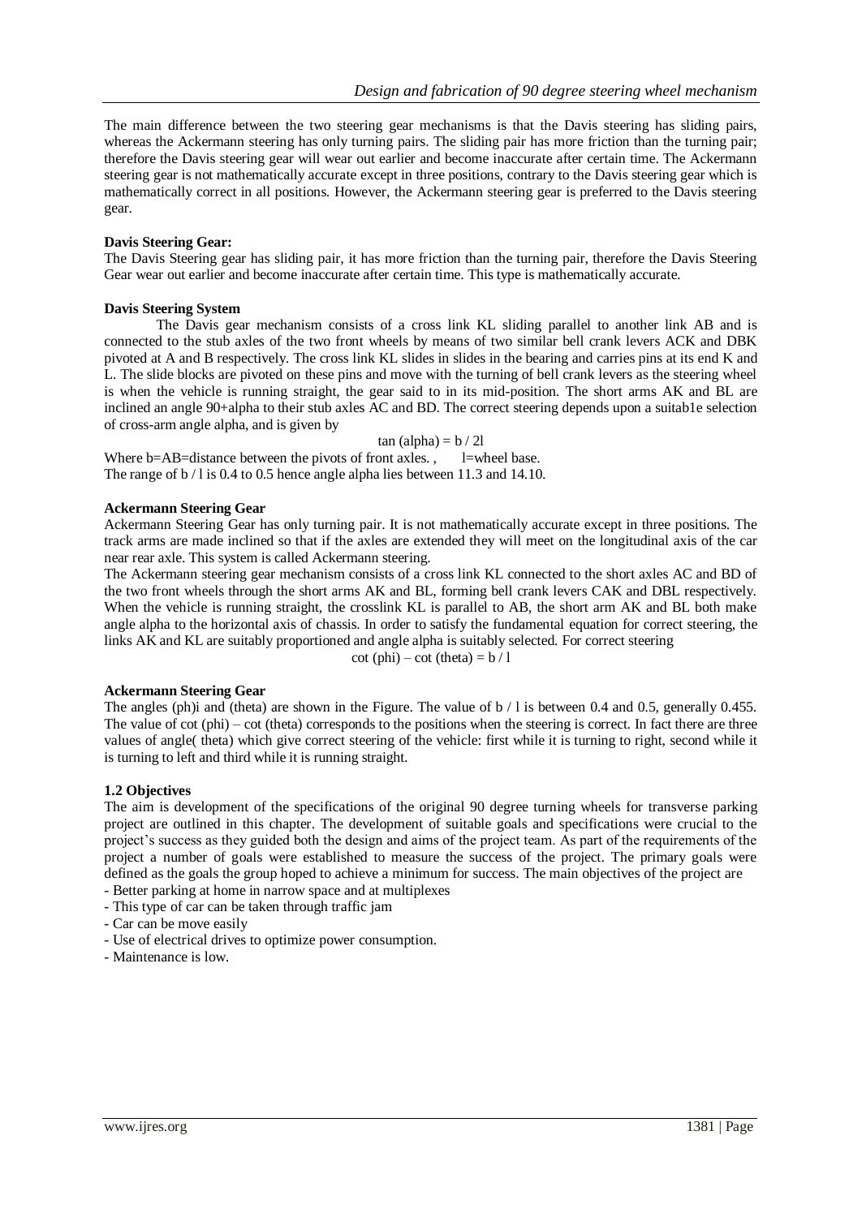The main difference between the two steering gear mechanisms is that the Davis steering has sliding pairs, whereas the Ackermann steering has only turning pairs. The sliding pair has more friction than the turning pair; therefore the Davis steering gear will wear out earlier and become inaccurate after certain time. The Ackermann steering gear is not mathematically accurate except in three positions, contrary to the Davis steering gear which is mathematically correct in all positions. However, the Ackermann steering gear is preferred to the Davis steering gear.

**Davis Steering Gear:**

The Davis Steering gear has sliding pair, it has more friction than the turning pair, therefore the Davis Steering Gear wear out earlier and become inaccurate after certain time. This type is mathematically accurate.

**Davis Steering System**

The Davis gear mechanism consists of a cross link KL sliding parallel to another link AB and is connected to the stub axles of the two front wheels by means of two similar bell crank levers ACK and DBK pivoted at A and B respectively. The cross link KL slides in slides in the bearing and carries pins at its end K and L. The slide blocks are pivoted on these pins and move with the turning of bell crank levers as the steering wheel is when the vehicle is running straight, the gear said to in its mid-position. The short arms AK and BL are inclined an angle 90+alpha to their stub axles AC and BD. The correct steering depends upon a suitab1e selection of cross-arm angle alpha, and is given by

$$\tan(\alpha) = b / 2l$$

Where b=AB=distance between the pivots of front axles. , l=wheel base.

The range of b / l is 0.4 to 0.5 hence angle alpha lies between 11.3 and 14.10.

**Ackermann Steering Gear**

Ackermann Steering Gear has only turning pair. It is not mathematically accurate except in three positions. The track arms are made inclined so that if the axles are extended they will meet on the longitudinal axis of the car near rear axle. This system is called Ackermann steering.

The Ackermann steering gear mechanism consists of a cross link KL connected to the short axles AC and BD of the two front wheels through the short arms AK and BL, forming bell crank levers CAK and DBL respectively. When the vehicle is running straight, the crosslink KL is parallel to AB, the short arm AK and BL both make angle alpha to the horizontal axis of chassis. In order to satisfy the fundamental equation for correct steering, the links AK and KL are suitably proportioned and angle alpha is suitably selected. For correct steering

$$\cot(\phi) - \cot(\theta) = b / l$$

**Ackermann Steering Gear**

The angles (ph)i and (theta) are shown in the Figure. The value of b / l is between 0.4 and 0.5, generally 0.455. The value of cot (phi) – cot (theta) corresponds to the positions when the steering is correct. In fact there are three values of angle( theta) which give correct steering of the vehicle: first while it is turning to right, second while it is turning to left and third while it is running straight.

**1.2 Objectives**

The aim is development of the specifications of the original 90 degree turning wheels for transverse parking project are outlined in this chapter. The development of suitable goals and specifications were crucial to the project's success as they guided both the design and aims of the project team. As part of the requirements of the project a number of goals were established to measure the success of the project. The primary goals were defined as the goals the group hoped to achieve a minimum for success. The main objectives of the project are

- Better parking at home in narrow space and at multiplexes
- This type of car can be taken through traffic jam
- Car can be move easily
- Use of electrical drives to optimize power consumption.
- Maintenance is low.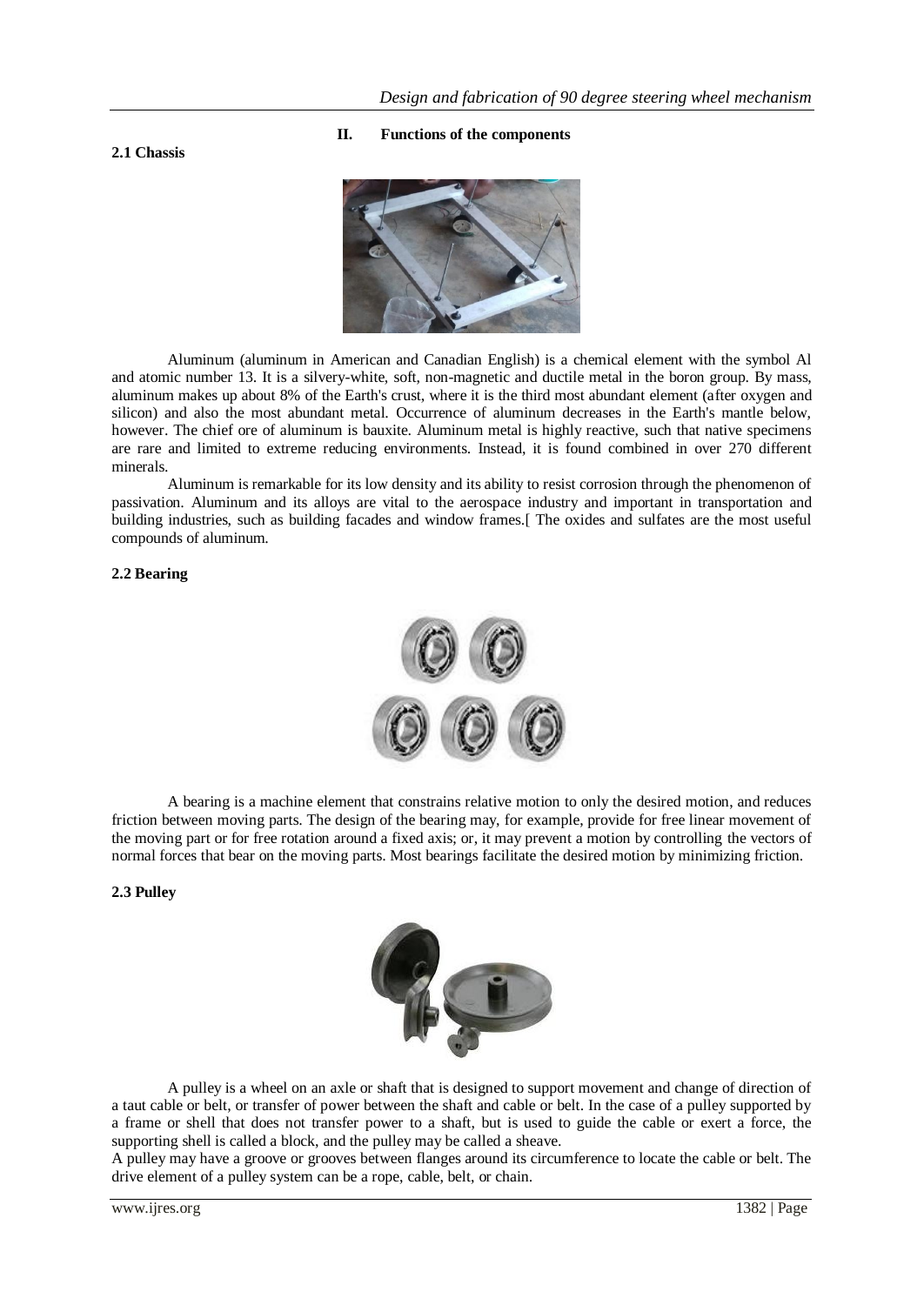## II. Functions of the components

### 2.1 Chassis

Aluminum (aluminum in American and Canadian English) is a chemical element with the symbol Al and atomic number 13. It is a silvery-white, soft, non-magnetic and ductile metal in the boron group. By mass, aluminum makes up about 8% of the Earth's crust, where it is the third most abundant element (after oxygen and silicon) and also the most abundant metal. Occurrence of aluminum decreases in the Earth's mantle below, however. The chief ore of aluminum is bauxite. Aluminum metal is highly reactive, such that native specimens are rare and limited to extreme reducing environments. Instead, it is found combined in over 270 different minerals.

Aluminum is remarkable for its low density and its ability to resist corrosion through the phenomenon of passivation. Aluminum and its alloys are vital to the aerospace industry and important in transportation and building industries, such as building facades and window frames.[ The oxides and sulfates are the most useful compounds of aluminum.

### 2.2 Bearing

A bearing is a machine element that constrains relative motion to only the desired motion, and reduces friction between moving parts. The design of the bearing may, for example, provide for free linear movement of the moving part or for free rotation around a fixed axis; or, it may prevent a motion by controlling the vectors of normal forces that bear on the moving parts. Most bearings facilitate the desired motion by minimizing friction.

### 2.3 Pulley

A pulley is a wheel on an axle or shaft that is designed to support movement and change of direction of a taut cable or belt, or transfer of power between the shaft and cable or belt. In the case of a pulley supported by a frame or shell that does not transfer power to a shaft, but is used to guide the cable or exert a force, the supporting shell is called a block, and the pulley may be called a sheave.

A pulley may have a groove or grooves between flanges around its circumference to locate the cable or belt. The drive element of a pulley system can be a rope, cable, belt, or chain.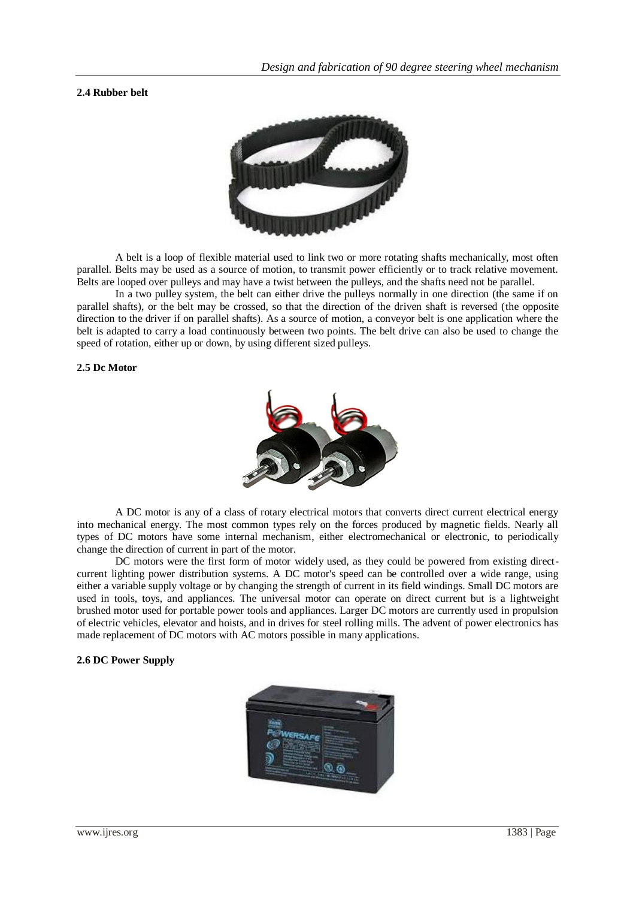### 2.4 Rubber belt

A belt is a loop of flexible material used to link two or more rotating shafts mechanically, most often parallel. Belts may be used as a source of motion, to transmit power efficiently or to track relative movement. Belts are looped over pulleys and may have a twist between the pulleys, and the shafts need not be parallel.

In a two pulley system, the belt can either drive the pulleys normally in one direction (the same if on parallel shafts), or the belt may be crossed, so that the direction of the driven shaft is reversed (the opposite direction to the driver if on parallel shafts). As a source of motion, a conveyor belt is one application where the belt is adapted to carry a load continuously between two points. The belt drive can also be used to change the speed of rotation, either up or down, by using different sized pulleys.

### 2.5 Dc Motor

A DC motor is any of a class of rotary electrical motors that converts direct current electrical energy into mechanical energy. The most common types rely on the forces produced by magnetic fields. Nearly all types of DC motors have some internal mechanism, either electromechanical or electronic, to periodically change the direction of current in part of the motor.

DC motors were the first form of motor widely used, as they could be powered from existing direct-current lighting power distribution systems. A DC motor's speed can be controlled over a wide range, using either a variable supply voltage or by changing the strength of current in its field windings. Small DC motors are used in tools, toys, and appliances. The universal motor can operate on direct current but is a lightweight brushed motor used for portable power tools and appliances. Larger DC motors are currently used in propulsion of electric vehicles, elevator and hoists, and in drives for steel rolling mills. The advent of power electronics has made replacement of DC motors with AC motors possible in many applications.

### 2.6 DC Power Supply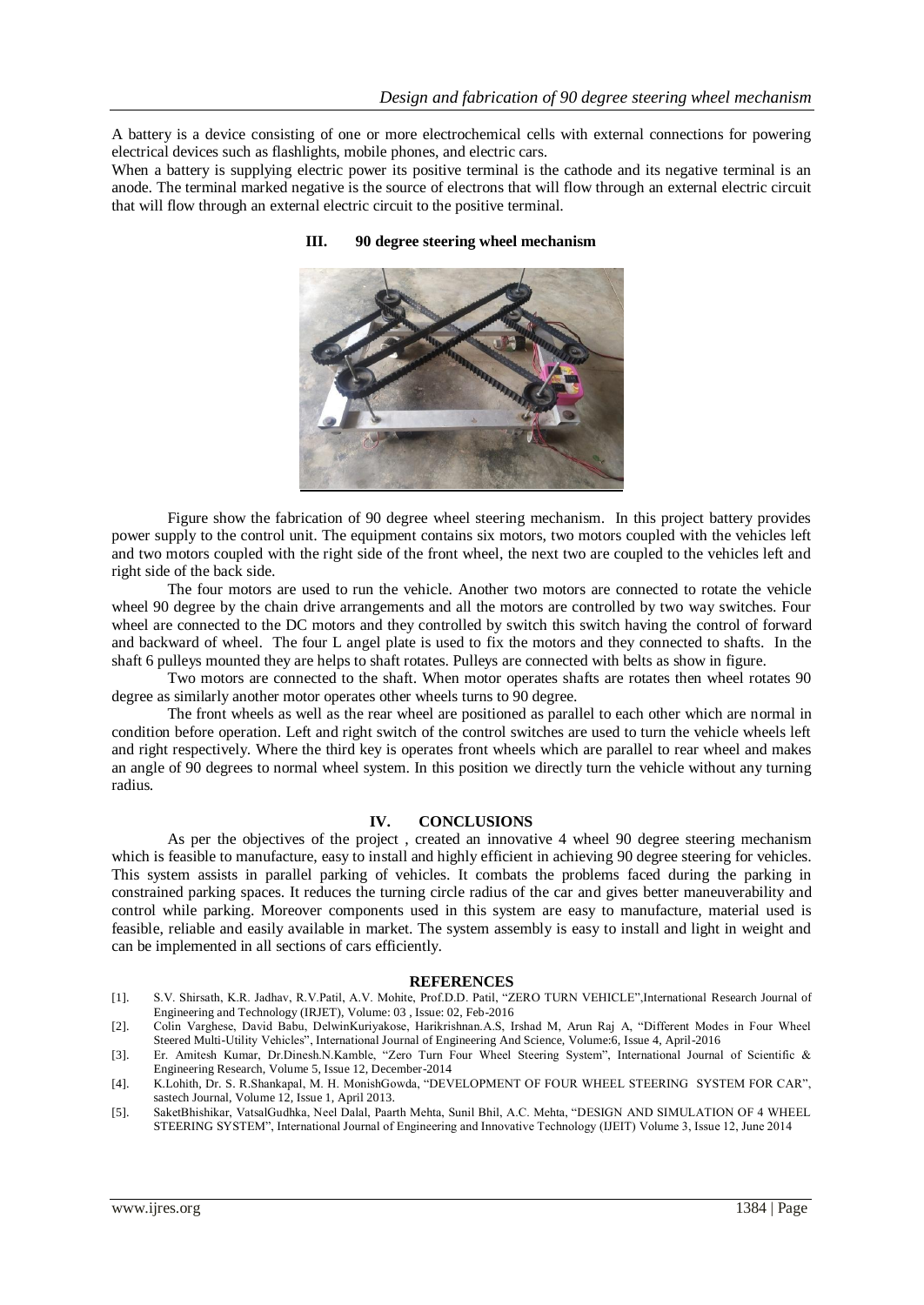A battery is a device consisting of one or more electrochemical cells with external connections for powering electrical devices such as flashlights, mobile phones, and electric cars.

When a battery is supplying electric power its positive terminal is the cathode and its negative terminal is an anode. The terminal marked negative is the source of electrons that will flow through an external electric circuit that will flow through an external electric circuit to the positive terminal.

## III. 90 degree steering wheel mechanism

Figure show the fabrication of 90 degree wheel steering mechanism. In this project battery provides power supply to the control unit. The equipment contains six motors, two motors coupled with the vehicles left and two motors coupled with the right side of the front wheel, the next two are coupled to the vehicles left and right side of the back side.

The four motors are used to run the vehicle. Another two motors are connected to rotate the vehicle wheel 90 degree by the chain drive arrangements and all the motors are controlled by two way switches. Four wheel are connected to the DC motors and they controlled by switch this switch having the control of forward and backward of wheel. The four L angel plate is used to fix the motors and they connected to shafts. In the shaft 6 pulleys mounted they are helps to shaft rotates. Pulleys are connected with belts as show in figure.

Two motors are connected to the shaft. When motor operates shafts are rotates then wheel rotates 90 degree as similarly another motor operates other wheels turns to 90 degree.

The front wheels as well as the rear wheel are positioned as parallel to each other which are normal in condition before operation. Left and right switch of the control switches are used to turn the vehicle wheels left and right respectively. Where the third key is operates front wheels which are parallel to rear wheel and makes an angle of 90 degrees to normal wheel system. In this position we directly turn the vehicle without any turning radius.

## IV. CONCLUSIONS

As per the objectives of the project , created an innovative 4 wheel 90 degree steering mechanism which is feasible to manufacture, easy to install and highly efficient in achieving 90 degree steering for vehicles. This system assists in parallel parking of vehicles. It combats the problems faced during the parking in constrained parking spaces. It reduces the turning circle radius of the car and gives better maneuverability and control while parking. Moreover components used in this system are easy to manufacture, material used is feasible, reliable and easily available in market. The system assembly is easy to install and light in weight and can be implemented in all sections of cars efficiently.

## REFERENCES

[1]. S.V. Shirsath, K.R. Jadhav, R.V.Patil, A.V. Mohite, Prof.D.D. Patil, "ZERO TURN VEHICLE",International Research Journal of Engineering and Technology (IRJET), Volume: 03 , Issue: 02, Feb-2016

[2]. Colin Varghese, David Babu, DelwinKuriyakose, Harikrishnan.A.S, Irshad M, Arun Raj A, "Different Modes in Four Wheel Steered Multi-Utility Vehicles", International Journal of Engineering And Science, Volume:6, Issue 4, April-2016

[3]. Er. Amitesh Kumar, Dr.Dinesh.N.Kamble, "Zero Turn Four Wheel Steering System", International Journal of Scientific & Engineering Research, Volume 5, Issue 12, December-2014

[4]. K.Lohith, Dr. S. R.Shankapal, M. H. MonishGowda, "DEVELOPMENT OF FOUR WHEEL STEERING SYSTEM FOR CAR", sastech Journal, Volume 12, Issue 1, April 2013.

[5]. SaketBhishikar, VatsalGudhka, Neel Dalal, Paarth Mehta, Sunil Bhil, A.C. Mehta, "DESIGN AND SIMULATION OF 4 WHEEL STEERING SYSTEM", International Journal of Engineering and Innovative Technology (IJEIT) Volume 3, Issue 12, June 2014